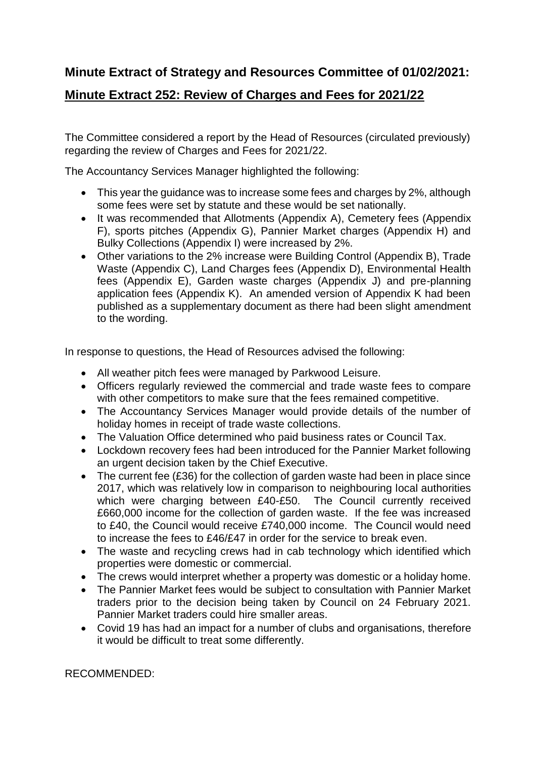# Minute Extract of Strategy and Resources Committee of 01/02/2021:

## Minute Extract 252: Review of Charges and Fees for 2021/22

The Committee considered a report by the Head of Resources (circulated previously) regarding the review of Charges and Fees for 2021/22.

The Accountancy Services Manager highlighted the following:

- This year the guidance was to increase some fees and charges by 2%, although some fees were set by statute and these would be set nationally.
- It was recommended that Allotments (Appendix A), Cemetery fees (Appendix F), sports pitches (Appendix G), Pannier Market charges (Appendix H) and Bulky Collections (Appendix I) were increased by 2%.
- Other variations to the 2% increase were Building Control (Appendix B), Trade Waste (Appendix C), Land Charges fees (Appendix D), Environmental Health fees (Appendix E), Garden waste charges (Appendix J) and pre-planning application fees (Appendix K). An amended version of Appendix K had been published as a supplementary document as there had been slight amendment to the wording.

In response to questions, the Head of Resources advised the following:

- All weather pitch fees were managed by Parkwood Leisure.
- Officers regularly reviewed the commercial and trade waste fees to compare with other competitors to make sure that the fees remained competitive.
- The Accountancy Services Manager would provide details of the number of holiday homes in receipt of trade waste collections.
- The Valuation Office determined who paid business rates or Council Tax.
- Lockdown recovery fees had been introduced for the Pannier Market following an urgent decision taken by the Chief Executive.
- The current fee (£36) for the collection of garden waste had been in place since 2017, which was relatively low in comparison to neighbouring local authorities which were charging between £40-£50. The Council currently received £660,000 income for the collection of garden waste. If the fee was increased to £40, the Council would receive £740,000 income. The Council would need to increase the fees to £46/£47 in order for the service to break even.
- The waste and recycling crews had in cab technology which identified which properties were domestic or commercial.
- The crews would interpret whether a property was domestic or a holiday home.
- The Pannier Market fees would be subject to consultation with Pannier Market traders prior to the decision being taken by Council on 24 February 2021. Pannier Market traders could hire smaller areas.
- Covid 19 has had an impact for a number of clubs and organisations, therefore it would be difficult to treat some differently.

RECOMMENDED: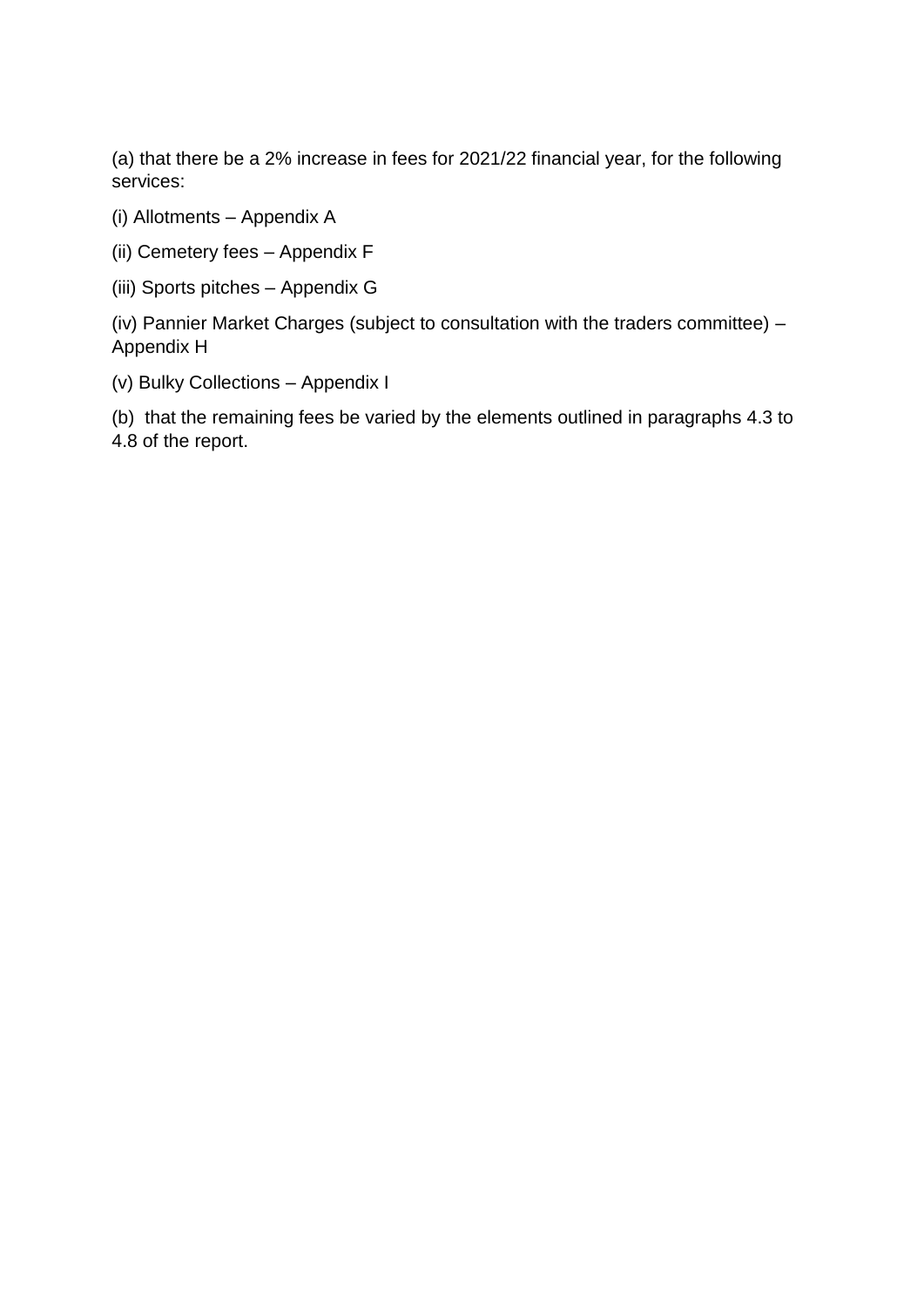(a) that there be a 2% increase in fees for 2021/22 financial year, for the following services:

(i) Allotments – Appendix A

(ii) Cemetery fees – Appendix F

(iii) Sports pitches – Appendix G

(iv) Pannier Market Charges (subject to consultation with the traders committee) – Appendix H

(v) Bulky Collections – Appendix I

(b) that the remaining fees be varied by the elements outlined in paragraphs 4.3 to 4.8 of the report.